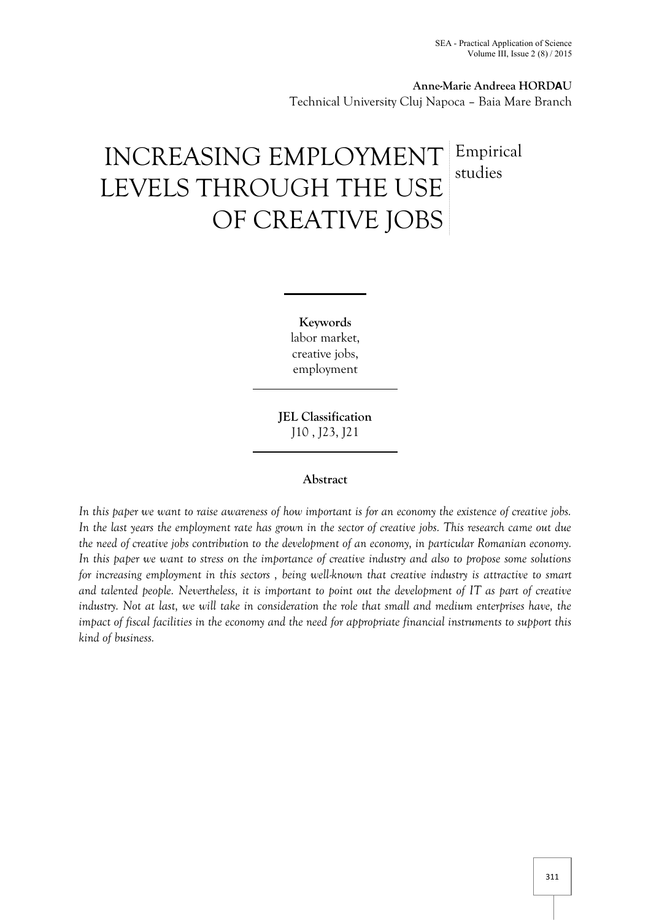**Anne-Marie Andreea HORDĂU**
Technical University Cluj Napoca – Baia Mare Branch

# INCREASING EMPLOYMENT LEVELS THROUGH THE USE OF CREATIVE JOBS

Empirical studies

**Keywords**
labor market,
creative jobs,
employment

**JEL Classification**
J10 , J23, J21

**Abstract**

*In this paper we want to raise awareness of how important is for an economy the existence of creative jobs. In the last years the employment rate has grown in the sector of creative jobs. This research came out due the need of creative jobs contribution to the development of an economy, in particular Romanian economy. In this paper we want to stress on the importance of creative industry and also to propose some solutions for increasing employment in this sectors , being well-known that creative industry is attractive to smart and talented people. Nevertheless, it is important to point out the development of IT as part of creative industry. Not at last, we will take in consideration the role that small and medium enterprises have, the impact of fiscal facilities in the economy and the need for appropriate financial instruments to support this kind of business.*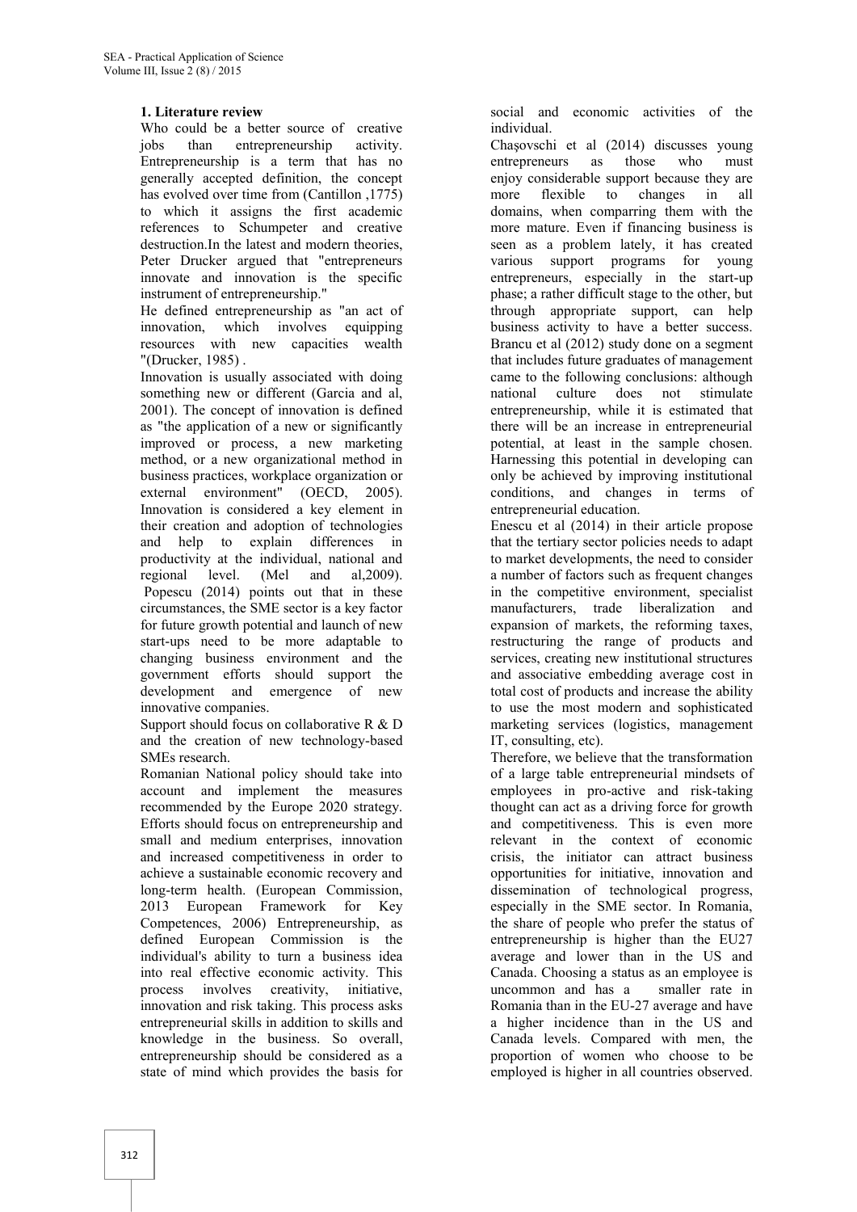## 1. Literature review

Who could be a better source of creative jobs than entrepreneurship activity. Entrepreneurship is a term that has no generally accepted definition, the concept has evolved over time from (Cantillon ,1775) to which it assigns the first academic references to Schumpeter and creative destruction.In the latest and modern theories, Peter Drucker argued that "entrepreneurs innovate and innovation is the specific instrument of entrepreneurship."

He defined entrepreneurship as "an act of innovation, which involves equipping resources with new capacities wealth "(Drucker, 1985) .

Innovation is usually associated with doing something new or different (Garcia and al, 2001). The concept of innovation is defined as "the application of a new or significantly improved or process, a new marketing method, or a new organizational method in business practices, workplace organization or external environment" (OECD, 2005). Innovation is considered a key element in their creation and adoption of technologies and help to explain differences in productivity at the individual, national and regional level. (Mel and al,2009).

Popescu (2014) points out that in these circumstances, the SME sector is a key factor for future growth potential and launch of new start-ups need to be more adaptable to changing business environment and the government efforts should support the development and emergence of new innovative companies.

Support should focus on collaborative R & D and the creation of new technology-based SMEs research.

Romanian National policy should take into account and implement the measures recommended by the Europe 2020 strategy. Efforts should focus on entrepreneurship and small and medium enterprises, innovation and increased competitiveness in order to achieve a sustainable economic recovery and long-term health. (European Commission, 2013 European Framework for Key Competences, 2006) Entrepreneurship, as defined European Commission is the individual's ability to turn a business idea into real effective economic activity. This process involves creativity, initiative, innovation and risk taking. This process asks entrepreneurial skills in addition to skills and knowledge in the business. So overall, entrepreneurship should be considered as a state of mind which provides the basis for social and economic activities of the individual.

Chaşovschi et al (2014) discusses young entrepreneurs as those who must enjoy considerable support because they are more flexible to changes in all domains, when comparring them with the more mature. Even if financing business is seen as a problem lately, it has created various support programs for young entrepreneurs, especially in the start-up phase; a rather difficult stage to the other, but through appropriate support, can help business activity to have a better success. Brancu et al (2012) study done on a segment that includes future graduates of management came to the following conclusions: although national culture does not stimulate entrepreneurship, while it is estimated that there will be an increase in entrepreneurial potential, at least in the sample chosen. Harnessing this potential in developing can only be achieved by improving institutional conditions, and changes in terms of entrepreneurial education.

Enescu et al (2014) in their article propose that the tertiary sector policies needs to adapt to market developments, the need to consider a number of factors such as frequent changes in the competitive environment, specialist manufacturers, trade liberalization and expansion of markets, the reforming taxes, restructuring the range of products and services, creating new institutional structures and associative embedding average cost in total cost of products and increase the ability to use the most modern and sophisticated marketing services (logistics, management IT, consulting, etc).

Therefore, we believe that the transformation of a large table entrepreneurial mindsets of employees in pro-active and risk-taking thought can act as a driving force for growth and competitiveness. This is even more relevant in the context of economic crisis, the initiator can attract business opportunities for initiative, innovation and dissemination of technological progress, especially in the SME sector. In Romania, the share of people who prefer the status of entrepreneurship is higher than the EU27 average and lower than in the US and Canada. Choosing a status as an employee is uncommon and has a smaller rate in Romania than in the EU-27 average and have a higher incidence than in the US and Canada levels. Compared with men, the proportion of women who choose to be employed is higher in all countries observed.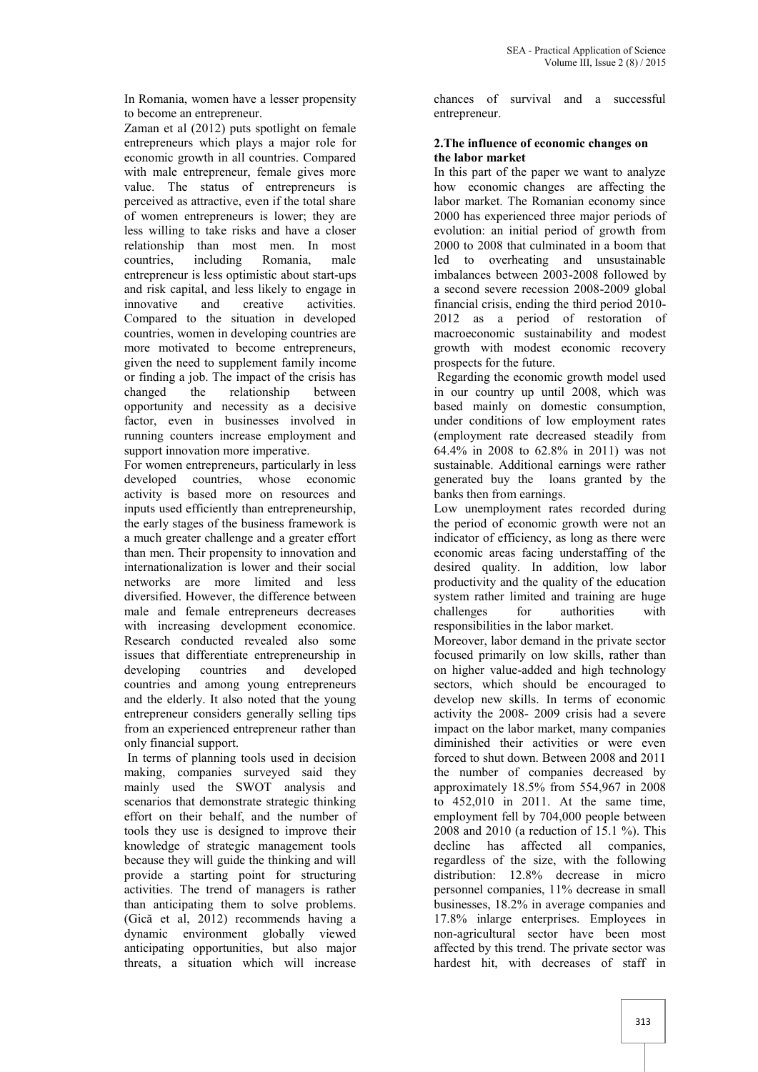In Romania, women have a lesser propensity to become an entrepreneur.

Zaman et al (2012) puts spotlight on female entrepreneurs which plays a major role for economic growth in all countries. Compared with male entrepreneur, female gives more value. The status of entrepreneurs is perceived as attractive, even if the total share of women entrepreneurs is lower; they are less willing to take risks and have a closer relationship than most men. In most countries, including Romania, male entrepreneur is less optimistic about start-ups and risk capital, and less likely to engage in innovative and creative activities. Compared to the situation in developed countries, women in developing countries are more motivated to become entrepreneurs, given the need to supplement family income or finding a job. The impact of the crisis has changed the relationship between opportunity and necessity as a decisive factor, even in businesses involved in running counters increase employment and support innovation more imperative.

For women entrepreneurs, particularly in less developed countries, whose economic activity is based more on resources and inputs used efficiently than entrepreneurship, the early stages of the business framework is a much greater challenge and a greater effort than men. Their propensity to innovation and internationalization is lower and their social networks are more limited and less diversified. However, the difference between male and female entrepreneurs decreases with increasing development economice. Research conducted revealed also some issues that differentiate entrepreneurship in developing countries and developed countries and among young entrepreneurs and the elderly. It also noted that the young entrepreneur considers generally selling tips from an experienced entrepreneur rather than only financial support.

In terms of planning tools used in decision making, companies surveyed said they mainly used the SWOT analysis and scenarios that demonstrate strategic thinking effort on their behalf, and the number of tools they use is designed to improve their knowledge of strategic management tools because they will guide the thinking and will provide a starting point for structuring activities. The trend of managers is rather than anticipating them to solve problems. (Gică et al, 2012) recommends having a dynamic environment globally viewed anticipating opportunities, but also major threats, a situation which will increase chances of survival and a successful entrepreneur.

## 2.The influence of economic changes on the labor market

In this part of the paper we want to analyze how economic changes are affecting the labor market. The Romanian economy since 2000 has experienced three major periods of evolution: an initial period of growth from 2000 to 2008 that culminated in a boom that led to overheating and unsustainable imbalances between 2003-2008 followed by a second severe recession 2008-2009 global financial crisis, ending the third period 2010-2012 as a period of restoration of macroeconomic sustainability and modest growth with modest economic recovery prospects for the future.

Regarding the economic growth model used in our country up until 2008, which was based mainly on domestic consumption, under conditions of low employment rates (employment rate decreased steadily from 64.4% in 2008 to 62.8% in 2011) was not sustainable. Additional earnings were rather generated buy the loans granted by the banks then from earnings.

Low unemployment rates recorded during the period of economic growth were not an indicator of efficiency, as long as there were economic areas facing understaffing of the desired quality. In addition, low labor productivity and the quality of the education system rather limited and training are huge challenges for authorities with responsibilities in the labor market.

Moreover, labor demand in the private sector focused primarily on low skills, rather than on higher value-added and high technology sectors, which should be encouraged to develop new skills. In terms of economic activity the 2008- 2009 crisis had a severe impact on the labor market, many companies diminished their activities or were even forced to shut down. Between 2008 and 2011 the number of companies decreased by approximately 18.5% from 554,967 in 2008 to 452,010 in 2011. At the same time, employment fell by 704,000 people between 2008 and 2010 (a reduction of 15.1 %). This decline has affected all companies, regardless of the size, with the following distribution: 12.8% decrease in micro personnel companies, 11% decrease in small businesses, 18.2% in average companies and 17.8% inlarge enterprises. Employees in non-agricultural sector have been most affected by this trend. The private sector was hardest hit, with decreases of staff in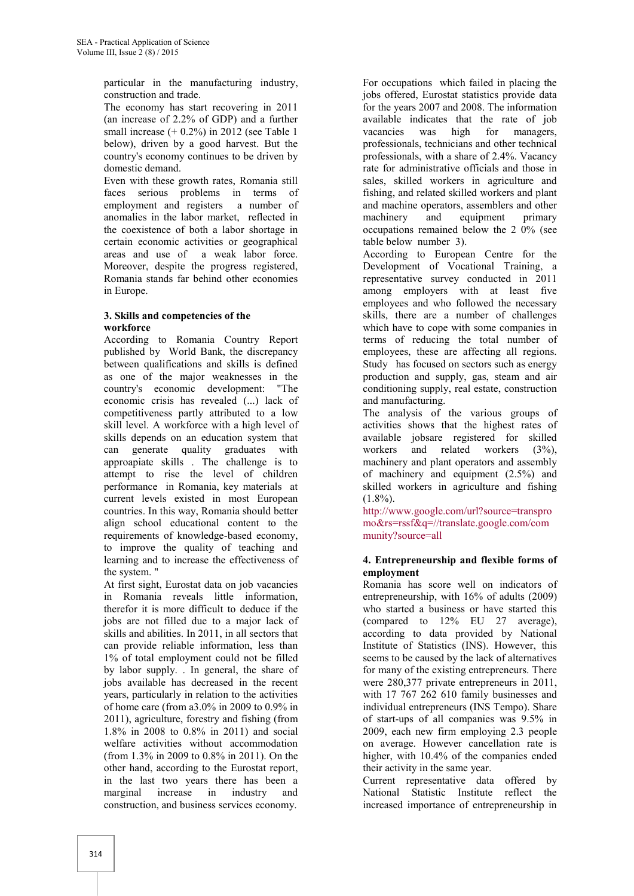particular in the manufacturing industry, construction and trade.

The economy has start recovering in 2011 (an increase of 2.2% of GDP) and a further small increase (+ 0.2%) in 2012 (see Table 1 below), driven by a good harvest. But the country's economy continues to be driven by domestic demand.

Even with these growth rates, Romania still faces serious problems in terms of employment and registers a number of anomalies in the labor market, reflected in the coexistence of both a labor shortage in certain economic activities or geographical areas and use of a weak labor force. Moreover, despite the progress registered, Romania stands far behind other economies in Europe.

### 3. Skills and competencies of the workforce

According to Romania Country Report published by World Bank, the discrepancy between qualifications and skills is defined as one of the major weaknesses in the country's economic development: "The economic crisis has revealed (...) lack of competitiveness partly attributed to a low skill level. A workforce with a high level of skills depends on an education system that can generate quality graduates with approapiate skills . The challenge is to attempt to rise the level of children performance in Romania, key materials at current levels existed in most European countries. In this way, Romania should better align school educational content to the requirements of knowledge-based economy, to improve the quality of teaching and learning and to increase the effectiveness of the system. "

At first sight, Eurostat data on job vacancies in Romania reveals little information, therefor it is more difficult to deduce if the jobs are not filled due to a major lack of skills and abilities. In 2011, in all sectors that can provide reliable information, less than 1% of total employment could not be filled by labor supply. . In general, the share of jobs available has decreased in the recent years, particularly in relation to the activities of home care (from a3.0% in 2009 to 0.9% in 2011), agriculture, forestry and fishing (from 1.8% in 2008 to 0.8% in 2011) and social welfare activities without accommodation (from 1.3% in 2009 to 0.8% in 2011). On the other hand, according to the Eurostat report, in the last two years there has been a marginal increase in industry and construction, and business services economy.

For occupations which failed in placing the jobs offered, Eurostat statistics provide data for the years 2007 and 2008. The information available indicates that the rate of job vacancies was high for managers, professionals, technicians and other technical professionals, with a share of 2.4%. Vacancy rate for administrative officials and those in sales, skilled workers in agriculture and fishing, and related skilled workers and plant and machine operators, assemblers and other machinery and equipment primary occupations remained below the 2 0% (see table below number 3).

According to European Centre for the Development of Vocational Training, a representative survey conducted in 2011 among employers with at least five employees and who followed the necessary skills, there are a number of challenges which have to cope with some companies in terms of reducing the total number of employees, these are affecting all regions. Study has focused on sectors such as energy production and supply, gas, steam and air conditioning supply, real estate, construction and manufacturing.

The analysis of the various groups of activities shows that the highest rates of available jobsare registered for skilled workers and related workers (3%), machinery and plant operators and assembly of machinery and equipment (2.5%) and skilled workers in agriculture and fishing (1.8%).

http://www.google.com/url?source=transpromo&rs=rssf&q=//translate.google.com/community?source=all

### 4. Entrepreneurship and flexible forms of employment

Romania has score well on indicators of entrepreneurship, with 16% of adults (2009) who started a business or have started this (compared to 12% EU 27 average), according to data provided by National Institute of Statistics (INS). However, this seems to be caused by the lack of alternatives for many of the existing entrepreneurs. There were 280,377 private entrepreneurs in 2011, with 17 767 262 610 family businesses and individual entrepreneurs (INS Tempo). Share of start-ups of all companies was 9.5% in 2009, each new firm employing 2.3 people on average. However cancellation rate is higher, with 10.4% of the companies ended their activity in the same year.

Current representative data offered by National Statistic Institute reflect the increased importance of entrepreneurship in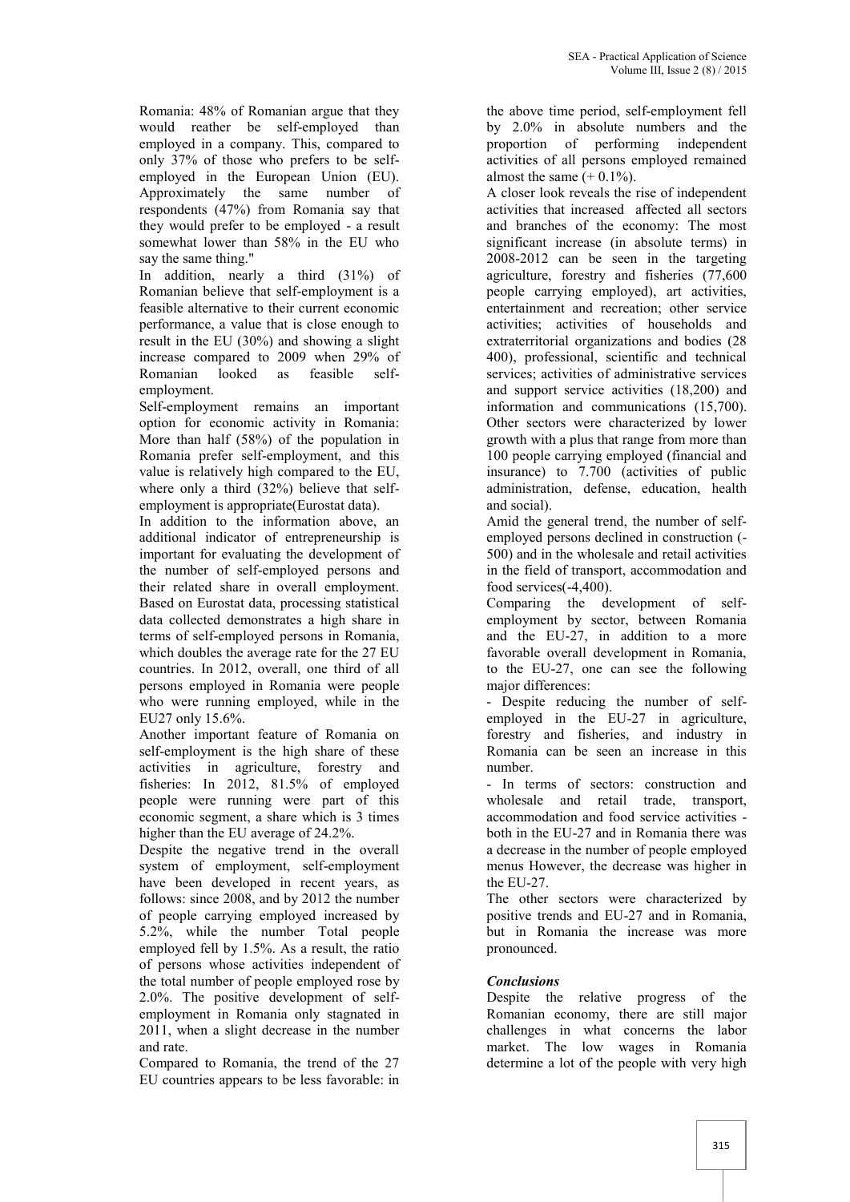Romania: 48% of Romanian argue that they would reather be self-employed than employed in a company. This, compared to only 37% of those who prefers to be self-employed in the European Union (EU). Approximately the same number of respondents (47%) from Romania say that they would prefer to be employed - a result somewhat lower than 58% in the EU who say the same thing."

In addition, nearly a third (31%) of Romanian believe that self-employment is a feasible alternative to their current economic performance, a value that is close enough to result in the EU (30%) and showing a slight increase compared to 2009 when 29% of Romanian looked as feasible self-employment.

Self-employment remains an important option for economic activity in Romania: More than half (58%) of the population in Romania prefer self-employment, and this value is relatively high compared to the EU, where only a third (32%) believe that self-employment is appropriate(Eurostat data).

In addition to the information above, an additional indicator of entrepreneurship is important for evaluating the development of the number of self-employed persons and their related share in overall employment. Based on Eurostat data, processing statistical data collected demonstrates a high share in terms of self-employed persons in Romania, which doubles the average rate for the 27 EU countries. In 2012, overall, one third of all persons employed in Romania were people who were running employed, while in the EU27 only 15.6%.

Another important feature of Romania on self-employment is the high share of these activities in agriculture, forestry and fisheries: In 2012, 81.5% of employed people were running were part of this economic segment, a share which is 3 times higher than the EU average of 24.2%.

Despite the negative trend in the overall system of employment, self-employment have been developed in recent years, as follows: since 2008, and by 2012 the number of people carrying employed increased by 5.2%, while the number Total people employed fell by 1.5%. As a result, the ratio of persons whose activities independent of the total number of people employed rose by 2.0%. The positive development of self-employment in Romania only stagnated in 2011, when a slight decrease in the number and rate.

Compared to Romania, the trend of the 27 EU countries appears to be less favorable: in the above time period, self-employment fell by 2.0% in absolute numbers and the proportion of performing independent activities of all persons employed remained almost the same (+ 0.1%).

A closer look reveals the rise of independent activities that increased affected all sectors and branches of the economy: The most significant increase (in absolute terms) in 2008-2012 can be seen in the targeting agriculture, forestry and fisheries (77,600 people carrying employed), art activities, entertainment and recreation; other service activities; activities of households and extraterritorial organizations and bodies (28 400), professional, scientific and technical services; activities of administrative services and support service activities (18,200) and information and communications (15,700). Other sectors were characterized by lower growth with a plus that range from more than 100 people carrying employed (financial and insurance) to 7.700 (activities of public administration, defense, education, health and social).

Amid the general trend, the number of self-employed persons declined in construction (-500) and in the wholesale and retail activities in the field of transport, accommodation and food services(-4,400).

Comparing the development of self-employment by sector, between Romania and the EU-27, in addition to a more favorable overall development in Romania, to the EU-27, one can see the following major differences:

- Despite reducing the number of self-employed in the EU-27 in agriculture, forestry and fisheries, and industry in Romania can be seen an increase in this number.
- In terms of sectors: construction and wholesale and retail trade, transport, accommodation and food service activities - both in the EU-27 and in Romania there was a decrease in the number of people employed menus However, the decrease was higher in the EU-27.

The other sectors were characterized by positive trends and EU-27 and in Romania, but in Romania the increase was more pronounced.

### *Conclusions*

Despite the relative progress of the Romanian economy, there are still major challenges in what concerns the labor market. The low wages in Romania determine a lot of the people with very high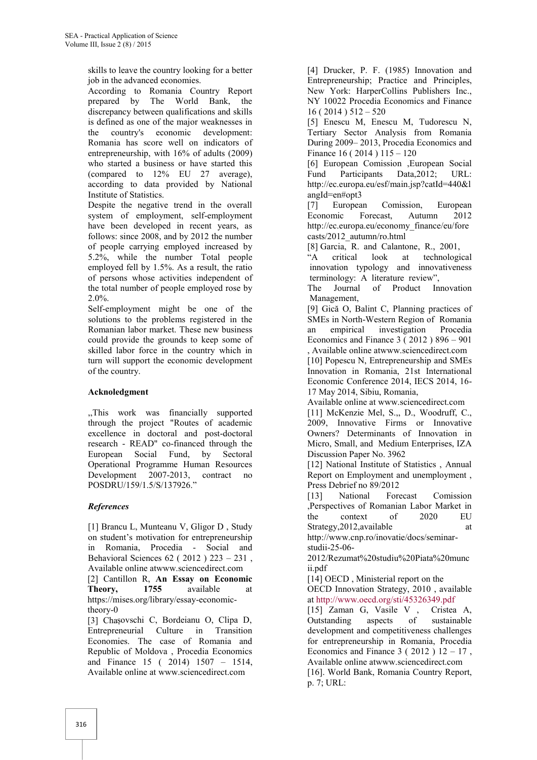skills to leave the country looking for a better job in the advanced economies.

According to Romania Country Report prepared by The World Bank, the discrepancy between qualifications and skills is defined as one of the major weaknesses in the country's economic development: Romania has score well on indicators of entrepreneurship, with 16% of adults (2009) who started a business or have started this (compared to 12% EU 27 average), according to data provided by National Institute of Statistics.

Despite the negative trend in the overall system of employment, self-employment have been developed in recent years, as follows: since 2008, and by 2012 the number of people carrying employed increased by 5.2%, while the number Total people employed fell by 1.5%. As a result, the ratio of persons whose activities independent of the total number of people employed rose by 2.0%.

Self-employment might be one of the solutions to the problems registered in the Romanian labor market. These new business could provide the grounds to keep some of skilled labor force in the country which in turn will support the economic development of the country.

## Acknoledgment

„This work was financially supported through the project "Routes of academic excellence in doctoral and post-doctoral research - READ" co-financed through the European Social Fund, by Sectoral Operational Programme Human Resources Development 2007-2013, contract no POSDRU/159/1.5/S/137926."

## *References*

[1] Brancu L, Munteanu V, Gligor D , Study on student's motivation for entrepreneurship in Romania, Procedia - Social and Behavioral Sciences 62 ( 2012 ) 223 – 231 , Available online atwww.sciencedirect.com

[2] Cantillon R, **An Essay on Economic Theory, 1755** available at https://mises.org/library/essay-economic-theory-0

[3] Chașovschi C, Bordeianu O, Clipa D, Entrepreneurial Culture in Transition Economies. The case of Romania and Republic of Moldova , Procedia Economics and Finance 15 ( 2014) 1507 – 1514, Available online at www.sciencedirect.com

[4] Drucker, P. F. (1985) Innovation and Entrepreneurship; Practice and Principles, New York: HarperCollins Publishers Inc., NY 10022 Procedia Economics and Finance 16 ( 2014 ) 512 – 520

[5] Enescu M, Enescu M, Tudorescu N, Tertiary Sector Analysis from Romania During 2009– 2013, Procedia Economics and Finance 16 ( 2014 ) 115 – 120

[6] European Comission ,European Social Fund Participants Data,2012; URL: http://ec.europa.eu/esf/main.jsp?catId=440&langId=en#opt3

[7] European Comission, European Economic Forecast, Autumn 2012 http://ec.europa.eu/economy_finance/eu/forecasts/2012_autumn/ro.html

[8] Garcia, R. and Calantone, R., 2001, "A critical look at technological innovation typology and innovativeness terminology: A literature review", The Journal of Product Innovation Management,

[9] Gică O, Balint C, Planning practices of SMEs in North-Western Region of Romania an empirical investigation Procedia Economics and Finance 3 ( 2012 ) 896 – 901 , Available online atwww.sciencedirect.com

[10] Popescu N, Entrepreneurship and SMEs Innovation in Romania, 21st International Economic Conference 2014, IECS 2014, 16-17 May 2014, Sibiu, Romania, Available online at www.sciencedirect.com

[11] McKenzie Mel, S.,, D., Woodruff, C., 2009, Innovative Firms or Innovative Owners? Determinants of Innovation in Micro, Small, and Medium Enterprises, IZA Discussion Paper No. 3962

[12] National Institute of Statistics , Annual Report on Employment and unemployment , Press Debrief no 89/2012

[13] National Forecast Comission ,Perspectives of Romanian Labor Market in the context of 2020 EU Strategy,2012,available at http://www.cnp.ro/inovatie/docs/seminar-studii-25-06-2012/Rezumat%20studiu%20Piata%20muncii.pdf

[14] OECD , Ministerial report on the OECD Innovation Strategy, 2010 , available at http://www.oecd.org/sti/45326349.pdf

[15] Zaman G, Vasile V , Cristea A, Outstanding aspects of sustainable development and competitiveness challenges for entrepreneurship in Romania, Procedia Economics and Finance 3 ( 2012 ) 12 – 17 , Available online atwww.sciencedirect.com

[16]. World Bank, Romania Country Report, p. 7; URL: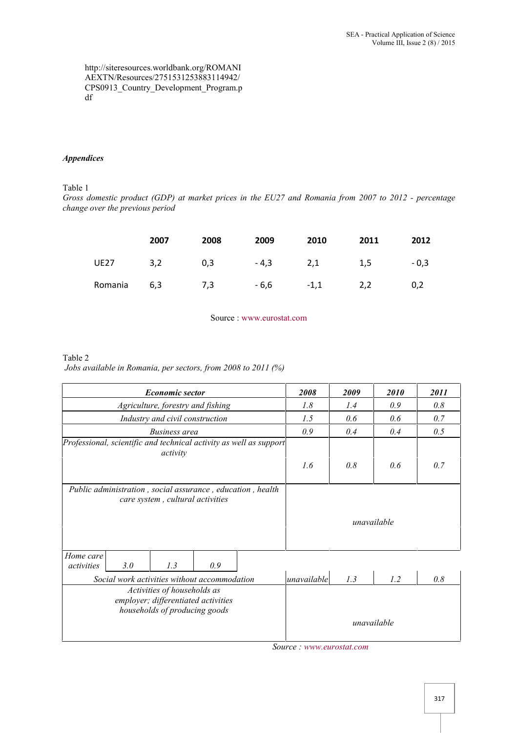http://siteresources.worldbank.org/ROMANIAEXTN/Resources/275153125388311494​2/CPS0913_Country_Development_Program.pdf

***Appendices***

Table 1

*Gross domestic product (GDP) at market prices in the EU27 and Romania from 2007 to 2012 - percentage change over the previous period*

| | 2007 | 2008 | 2009 | 2010 | 2011 | 2012 |
|---|---|---|---|---|---|---|
| UE27 | 3,2 | 0,3 | - 4,3 | 2,1 | 1,5 | - 0,3 |
| Romania | 6,3 | 7,3 | - 6,6 | -1,1 | 2,2 | 0,2 |

Source : www.eurostat.com

Table 2

*Jobs available in Romania, per sectors, from 2008 to 2011 (%)*

| *Economic sector* | *2008* | *2009* | *2010* | *2011* |
|---|---|---|---|---|
| *Agriculture, forestry and fishing* | *1.8* | *1.4* | *0.9* | *0.8* |
| *Industry and civil construction* | *1.5* | *0.6* | *0.6* | *0.7* |
| *Business area* | *0.9* | *0.4* | *0.4* | *0.5* |
| *Professional, scientific and technical activity as well as support activity* | *1.6* | *0.8* | *0.6* | *0.7* |
| *Public administration , social assurance , education , health care system , cultural activities* | *unavailable* | | | |
| *Home care activities* | *3.0* | *1.3* | *0.9* | |
| *Social work activities without accommodation* | *unavailable* | *1.3* | *1.2* | *0.8* |
| *Activities of households as employer; differentiated activities households of producing goods* | *unavailable* | | | |

*Source : www.eurostat.com*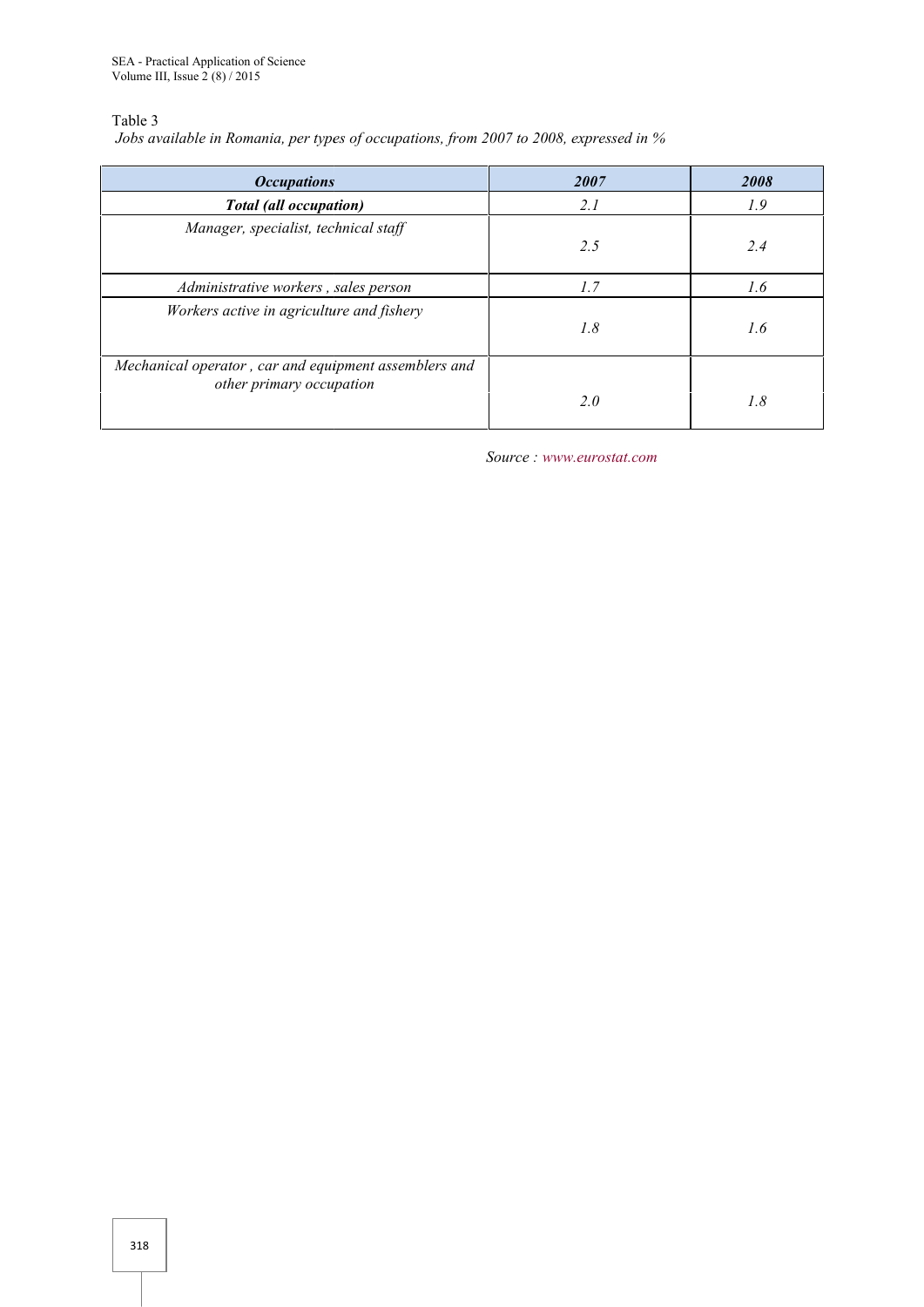Table 3

*Jobs available in Romania, per types of occupations, from 2007 to 2008, expressed in %*

| ***Occupations*** | ***2007*** | ***2008*** |
|---|---|---|
| ***Total (all occupation)*** | *2.1* | *1.9* |
| *Manager, specialist, technical staff* | *2.5* | *2.4* |
| *Administrative workers , sales person* | *1.7* | *1.6* |
| *Workers active in agriculture and fishery* | *1.8* | *1.6* |
| *Mechanical operator , car and equipment assemblers and other primary occupation* | *2.0* | *1.8* |

*Source : www.eurostat.com*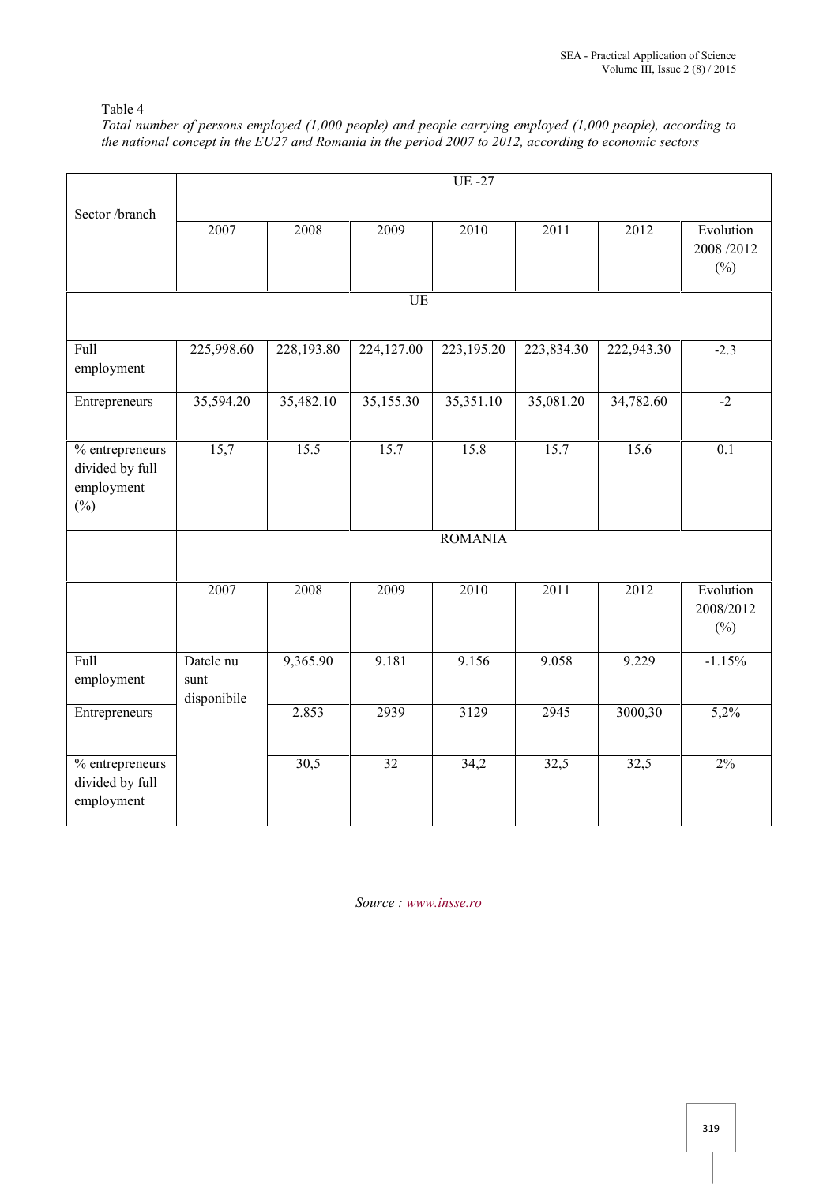Table 4

*Total number of persons employed (1,000 people) and people carrying employed (1,000 people), according to the national concept in the EU27 and Romania in the period 2007 to 2012, according to economic sectors*

| Sector /branch | UE -27 | | | | | | |
|---|---|---|---|---|---|---|---|
| | 2007 | 2008 | 2009 | 2010 | 2011 | 2012 | Evolution 2008 /2012 (%) |
| | UE | | | | | | |
| Full employment | 225,998.60 | 228,193.80 | 224,127.00 | 223,195.20 | 223,834.30 | 222,943.30 | -2.3 |
| Entrepreneurs | 35,594.20 | 35,482.10 | 35,155.30 | 35,351.10 | 35,081.20 | 34,782.60 | -2 |
| % entrepreneurs divided by full employment (%) | 15,7 | 15.5 | 15.7 | 15.8 | 15.7 | 15.6 | 0.1 |
| | ROMANIA | | | | | | |
| | 2007 | 2008 | 2009 | 2010 | 2011 | 2012 | Evolution 2008/2012 (%) |
| Full employment | Datele nu sunt disponibile | 9,365.90 | 9.181 | 9.156 | 9.058 | 9.229 | -1.15% |
| Entrepreneurs | | 2.853 | 2939 | 3129 | 2945 | 3000,30 | 5,2% |
| % entrepreneurs divided by full employment | | 30,5 | 32 | 34,2 | 32,5 | 32,5 | 2% |

*Source : www.insse.ro*